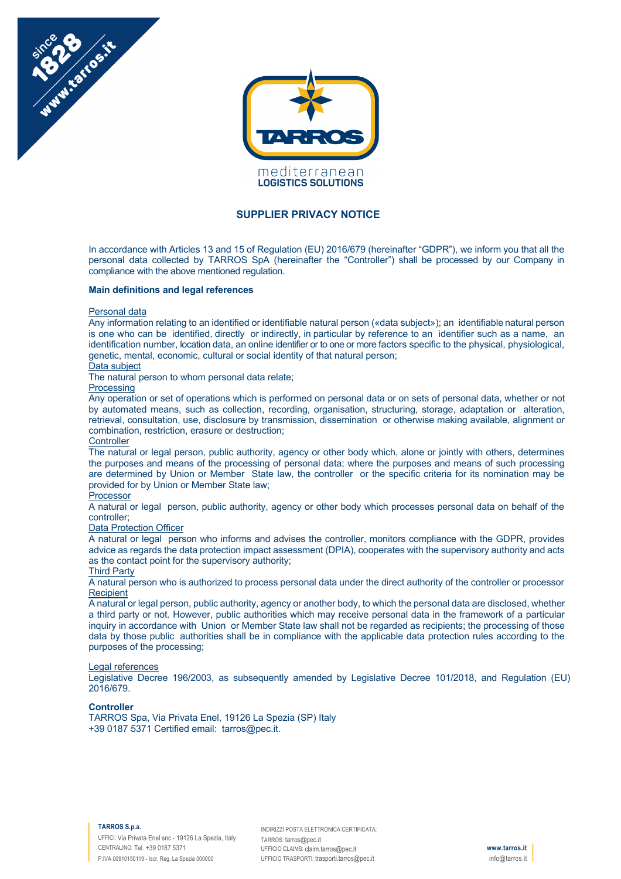# SUPPLIER PRIVACY NOTICE

In accordance with Articles 13 and 15 of Regulation (EU) 2016/679 (hereinafter "GDPR"), we inform you that all the personal data collected by TARROS SpA (hereinafter the "Controller") shall be processed by our Company in compliance with the above mentioned regulation.

**Main definitions and legal references**

Personal data
Any information relating to an identified or identifiable natural person («data subject»); an identifiable natural person is one who can be identified, directly or indirectly, in particular by reference to an identifier such as a name, an identification number, location data, an online identifier or to one or more factors specific to the physical, physiological, genetic, mental, economic, cultural or social identity of that natural person;

Data subject
The natural person to whom personal data relate;

Processing
Any operation or set of operations which is performed on personal data or on sets of personal data, whether or not by automated means, such as collection, recording, organisation, structuring, storage, adaptation or alteration, retrieval, consultation, use, disclosure by transmission, dissemination or otherwise making available, alignment or combination, restriction, erasure or destruction;

Controller
The natural or legal person, public authority, agency or other body which, alone or jointly with others, determines the purposes and means of the processing of personal data; where the purposes and means of such processing are determined by Union or Member State law, the controller or the specific criteria for its nomination may be provided for by Union or Member State law;

Processor
A natural or legal person, public authority, agency or other body which processes personal data on behalf of the controller;

Data Protection Officer
A natural or legal person who informs and advises the controller, monitors compliance with the GDPR, provides advice as regards the data protection impact assessment (DPIA), cooperates with the supervisory authority and acts as the contact point for the supervisory authority;

Third Party
A natural person who is authorized to process personal data under the direct authority of the controller or processor

Recipient
A natural or legal person, public authority, agency or another body, to which the personal data are disclosed, whether a third party or not. However, public authorities which may receive personal data in the framework of a particular inquiry in accordance with Union or Member State law shall not be regarded as recipients; the processing of those data by those public authorities shall be in compliance with the applicable data protection rules according to the purposes of the processing;

Legal references
Legislative Decree 196/2003, as subsequently amended by Legislative Decree 101/2018, and Regulation (EU) 2016/679.

**Controller**
TARROS Spa, Via Privata Enel, 19126 La Spezia (SP) Italy
+39 0187 5371 Certified email: tarros@pec.it.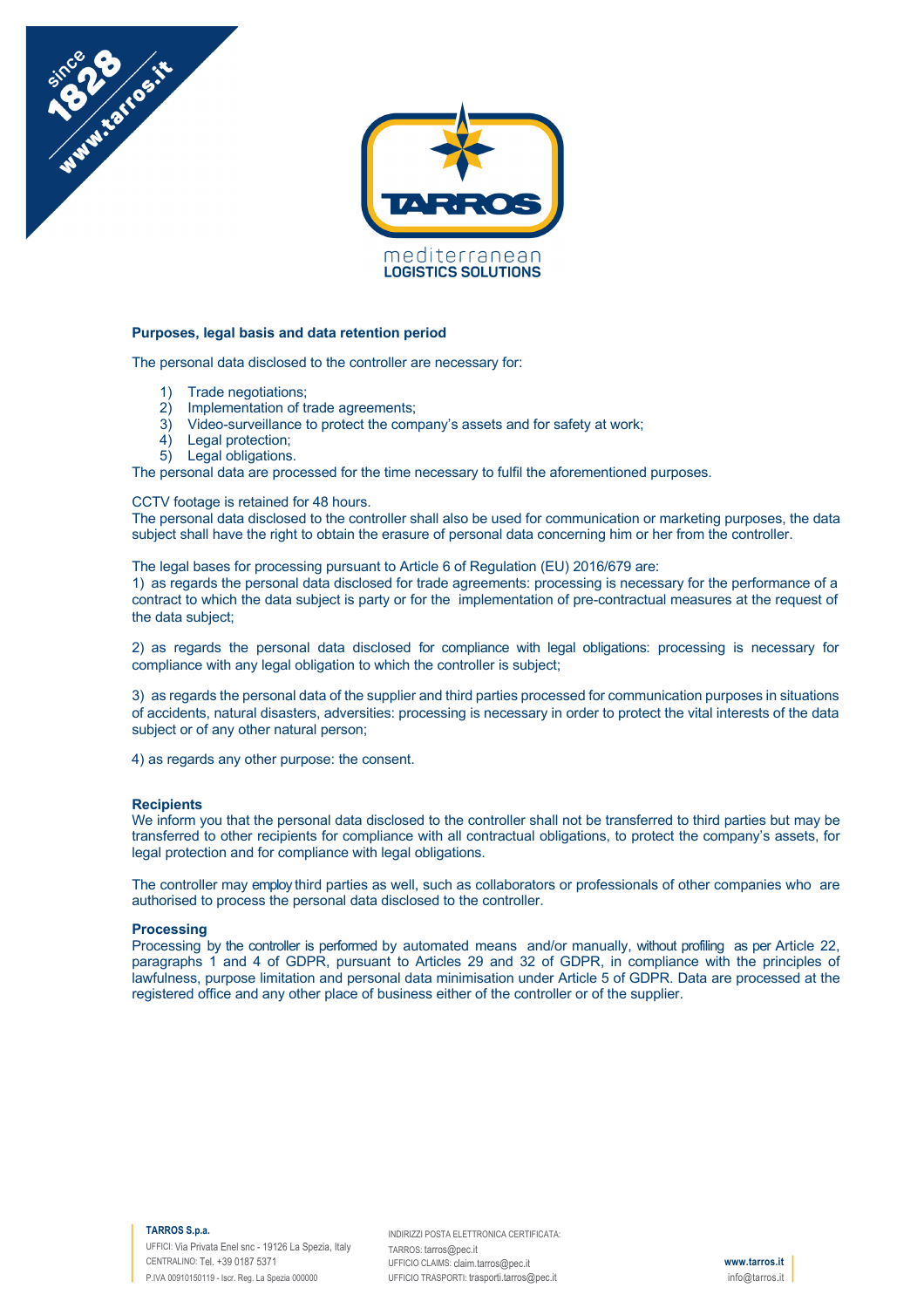### Purposes, legal basis and data retention period

The personal data disclosed to the controller are necessary for:

1) Trade negotiations;
2) Implementation of trade agreements;
3) Video-surveillance to protect the company's assets and for safety at work;
4) Legal protection;
5) Legal obligations.

The personal data are processed for the time necessary to fulfil the aforementioned purposes.

CCTV footage is retained for 48 hours.
The personal data disclosed to the controller shall also be used for communication or marketing purposes, the data subject shall have the right to obtain the erasure of personal data concerning him or her from the controller.

The legal bases for processing pursuant to Article 6 of Regulation (EU) 2016/679 are:
1) as regards the personal data disclosed for trade agreements: processing is necessary for the performance of a contract to which the data subject is party or for the implementation of pre-contractual measures at the request of the data subject;

2) as regards the personal data disclosed for compliance with legal obligations: processing is necessary for compliance with any legal obligation to which the controller is subject;

3) as regards the personal data of the supplier and third parties processed for communication purposes in situations of accidents, natural disasters, adversities: processing is necessary in order to protect the vital interests of the data subject or of any other natural person;

4) as regards any other purpose: the consent.

### Recipients

We inform you that the personal data disclosed to the controller shall not be transferred to third parties but may be transferred to other recipients for compliance with all contractual obligations, to protect the company's assets, for legal protection and for compliance with legal obligations.

The controller may employ third parties as well, such as collaborators or professionals of other companies who are authorised to process the personal data disclosed to the controller.

### Processing

Processing by the controller is performed by automated means and/or manually, without profiling as per Article 22, paragraphs 1 and 4 of GDPR, pursuant to Articles 29 and 32 of GDPR, in compliance with the principles of lawfulness, purpose limitation and personal data minimisation under Article 5 of GDPR. Data are processed at the registered office and any other place of business either of the controller or of the supplier.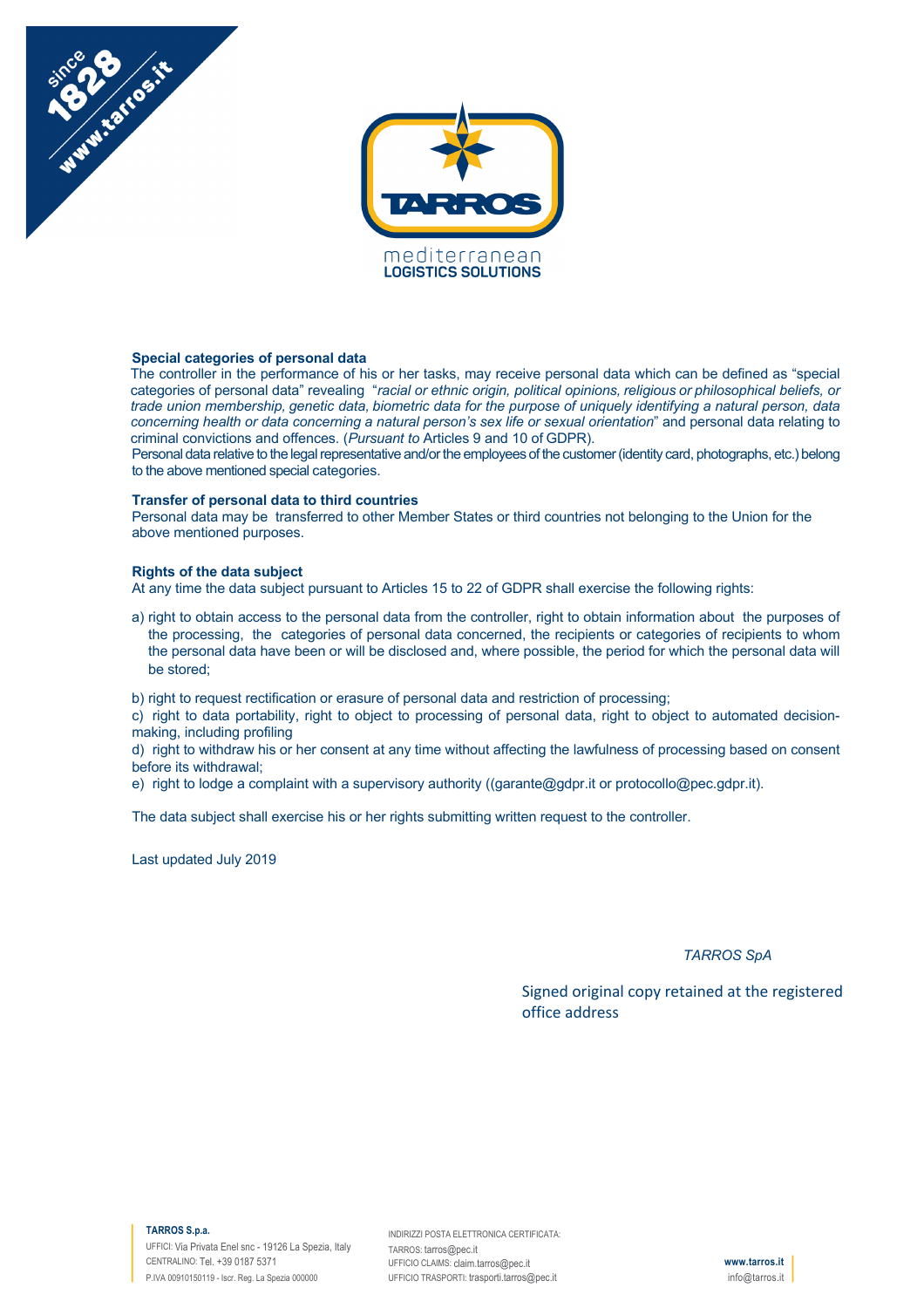**Special categories of personal data**

The controller in the performance of his or her tasks, may receive personal data which can be defined as "special categories of personal data" revealing "*racial or ethnic origin, political opinions, religious or philosophical beliefs, or trade union membership, genetic data, biometric data for the purpose of uniquely identifying a natural person, data concerning health or data concerning a natural person's sex life or sexual orientation*" and personal data relating to criminal convictions and offences. (*Pursuant to* Articles 9 and 10 of GDPR).

Personal data relative to the legal representative and/or the employees of the customer (identity card, photographs, etc.) belong to the above mentioned special categories.

**Transfer of personal data to third countries**

Personal data may be transferred to other Member States or third countries not belonging to the Union for the above mentioned purposes.

**Rights of the data subject**

At any time the data subject pursuant to Articles 15 to 22 of GDPR shall exercise the following rights:

a) right to obtain access to the personal data from the controller, right to obtain information about the purposes of the processing, the categories of personal data concerned, the recipients or categories of recipients to whom the personal data have been or will be disclosed and, where possible, the period for which the personal data will be stored;

b) right to request rectification or erasure of personal data and restriction of processing;

c) right to data portability, right to object to processing of personal data, right to object to automated decision-making, including profiling

d) right to withdraw his or her consent at any time without affecting the lawfulness of processing based on consent before its withdrawal;

e) right to lodge a complaint with a supervisory authority ((garante@gdpr.it or protocollo@pec.gdpr.it).

The data subject shall exercise his or her rights submitting written request to the controller.

Last updated July 2019

*TARROS SpA*

Signed original copy retained at the registered office address